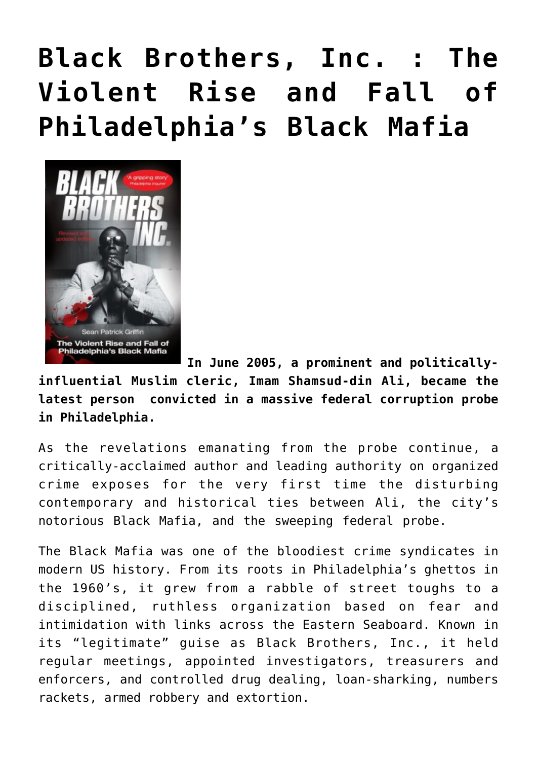# Black Brothers, Inc. : The Violent Rise and Fall of Philadelphia's Black Mafia

**In June 2005, a prominent and politically-influential Muslim cleric, Imam Shamsud-din Ali, became the latest person convicted in a massive federal corruption probe in Philadelphia.**

As the revelations emanating from the probe continue, a critically-acclaimed author and leading authority on organized crime exposes for the very first time the disturbing contemporary and historical ties between Ali, the city's notorious Black Mafia, and the sweeping federal probe.

The Black Mafia was one of the bloodiest crime syndicates in modern US history. From its roots in Philadelphia's ghettos in the 1960's, it grew from a rabble of street toughs to a disciplined, ruthless organization based on fear and intimidation with links across the Eastern Seaboard. Known in its "legitimate" guise as Black Brothers, Inc., it held regular meetings, appointed investigators, treasurers and enforcers, and controlled drug dealing, loan-sharking, numbers rackets, armed robbery and extortion.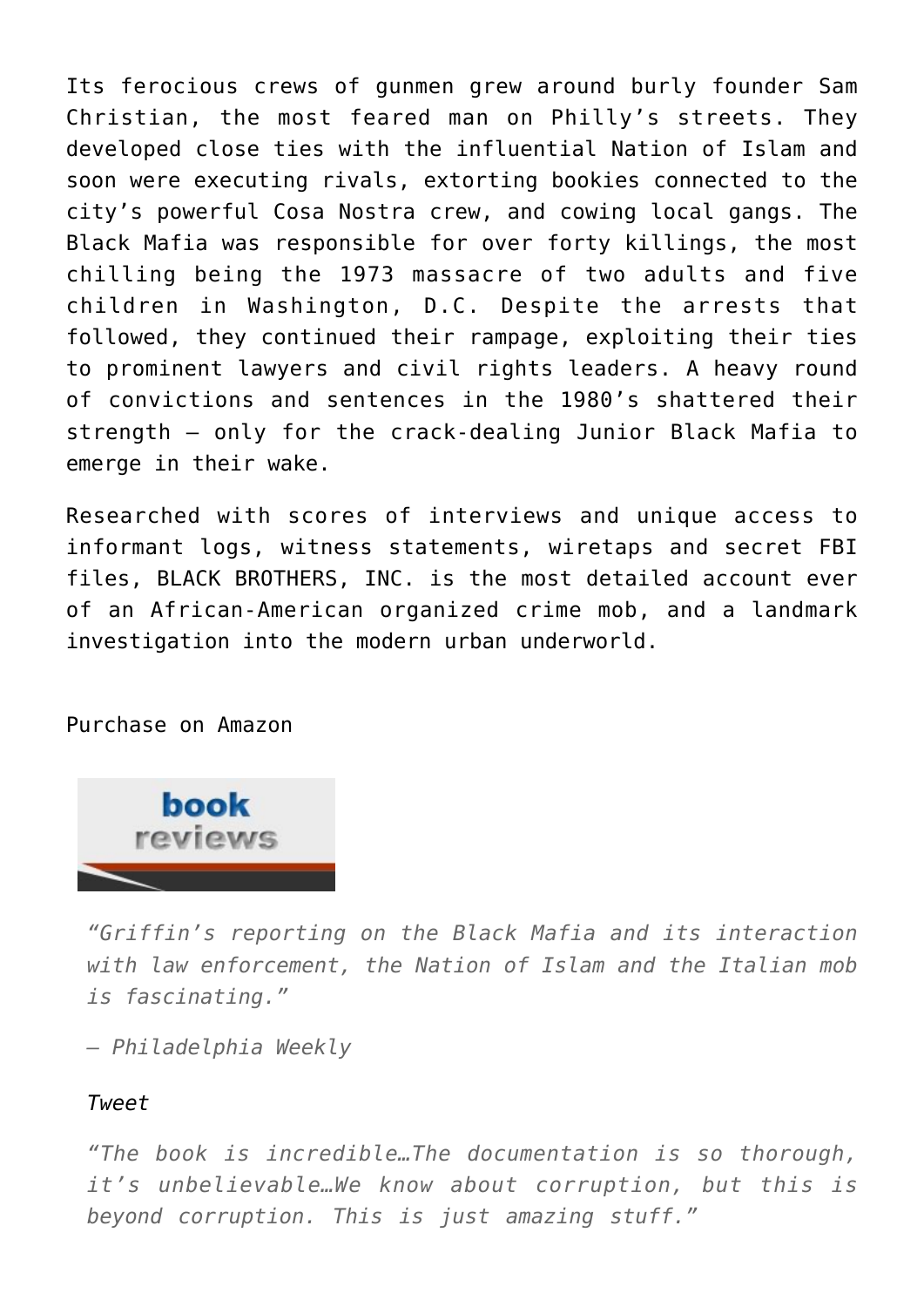Its ferocious crews of gunmen grew around burly founder Sam Christian, the most feared man on Philly's streets. They developed close ties with the influential Nation of Islam and soon were executing rivals, extorting bookies connected to the city's powerful Cosa Nostra crew, and cowing local gangs. The Black Mafia was responsible for over forty killings, the most chilling being the 1973 massacre of two adults and five children in Washington, D.C. Despite the arrests that followed, they continued their rampage, exploiting their ties to prominent lawyers and civil rights leaders. A heavy round of convictions and sentences in the 1980's shattered their strength – only for the crack-dealing Junior Black Mafia to emerge in their wake.

Researched with scores of interviews and unique access to informant logs, witness statements, wiretaps and secret FBI files, BLACK BROTHERS, INC. is the most detailed account ever of an African-American organized crime mob, and a landmark investigation into the modern urban underworld.

Purchase on Amazon

book reviews

> *"Griffin's reporting on the Black Mafia and its interaction with law enforcement, the Nation of Islam and the Italian mob is fascinating."*
>
> *– Philadelphia Weekly*
>
> *Tweet*
>
> *"The book is incredible…The documentation is so thorough, it's unbelievable…We know about corruption, but this is beyond corruption. This is just amazing stuff."*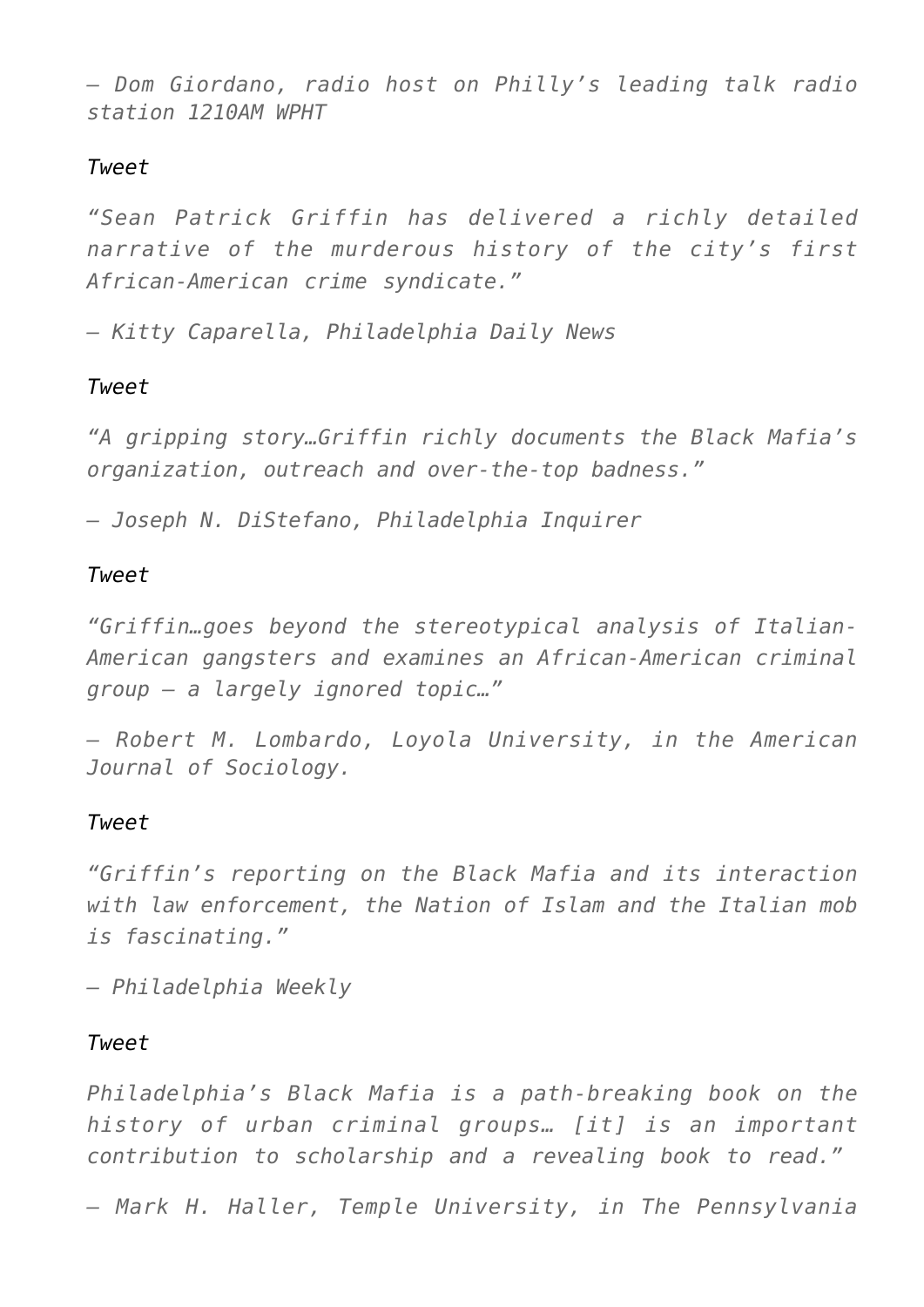*– Dom Giordano, radio host on Philly's leading talk radio station 1210AM WPHT*

*Tweet*

*"Sean Patrick Griffin has delivered a richly detailed narrative of the murderous history of the city's first African-American crime syndicate."*

*– Kitty Caparella, Philadelphia Daily News*

*Tweet*

*"A gripping story…Griffin richly documents the Black Mafia's organization, outreach and over-the-top badness."*

*– Joseph N. DiStefano, Philadelphia Inquirer*

*Tweet*

*"Griffin…goes beyond the stereotypical analysis of Italian-American gangsters and examines an African-American criminal group – a largely ignored topic…"*

*– Robert M. Lombardo, Loyola University, in the American Journal of Sociology.*

*Tweet*

*"Griffin's reporting on the Black Mafia and its interaction with law enforcement, the Nation of Islam and the Italian mob is fascinating."*

*– Philadelphia Weekly*

*Tweet*

*Philadelphia's Black Mafia is a path-breaking book on the history of urban criminal groups… [it] is an important contribution to scholarship and a revealing book to read."*

*– Mark H. Haller, Temple University, in The Pennsylvania*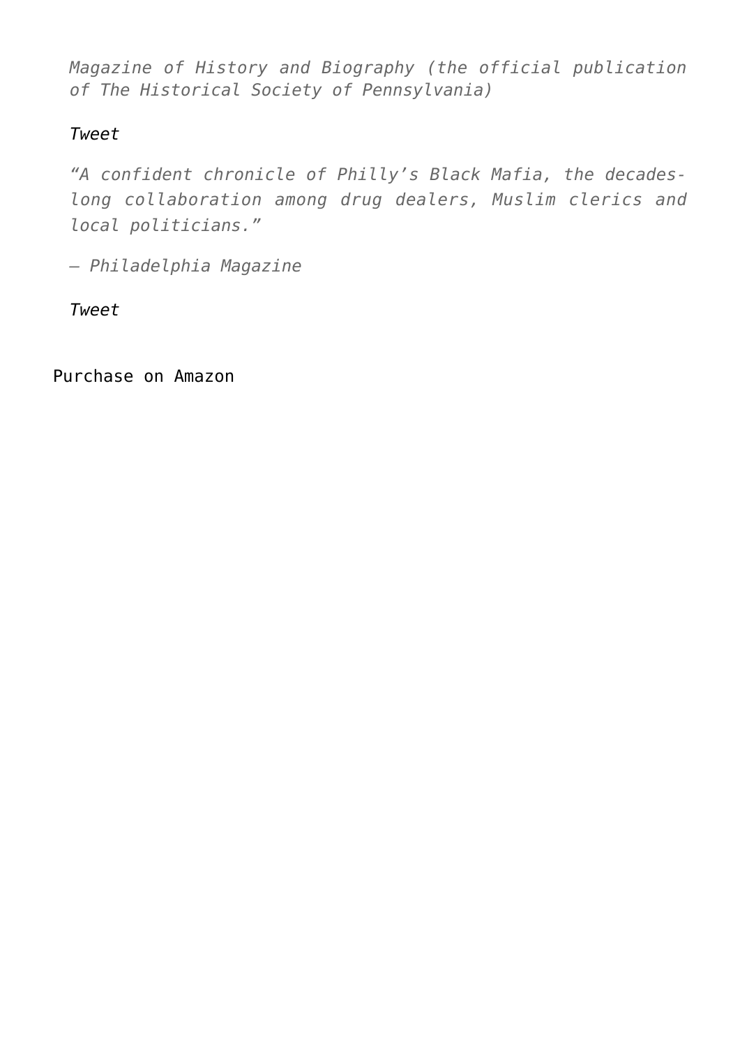*Magazine of History and Biography (the official publication of The Historical Society of Pennsylvania)*

*Tweet*

*“A confident chronicle of Philly’s Black Mafia, the decades-long collaboration among drug dealers, Muslim clerics and local politicians.”*

*– Philadelphia Magazine*

*Tweet*

Purchase on Amazon